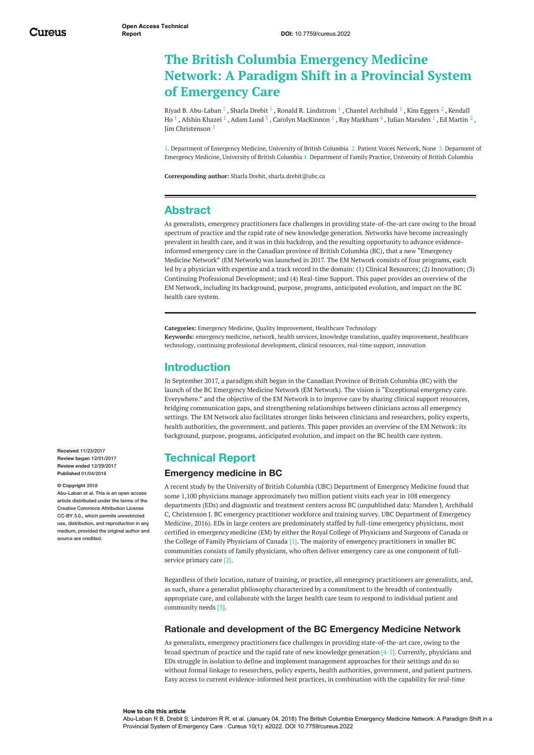# The British Columbia Emergency Medicine Network: A Paradigm Shift in a Provincial System of Emergency Care

Riyad B. Abu-Laban [1] , Sharla Drebit [1] , Ronald R. Lindstrom [1] , Chantel Archibald [1] , Kim Eggers [2] , Kendall Ho [1] , Afshin Khazei [1] , Adam Lund [3] , Carolyn MacKinnon [1] , Ray Markham [4] , Julian Marsden [1] , Ed Martin [2] , Jim Christenson [1]

1. Department of Emergency Medicine, University of British Columbia 2. Patient Voices Network, None 3. Deparment of Emergency Medicine, University of British Columbia 4. Department of Family Practice, University of British Columbia

**Corresponding author:** Sharla Drebit, sharla.drebit@ubc.ca

Open Access Technical Report

DOI: 10.7759/cureus.2022

Received 11/23/2017
Review began 12/01/2017
Review ended 12/29/2017
Published 01/04/2018

© Copyright 2018
Abu-Laban et al. This is an open access article distributed under the terms of the Creative Commons Attribution License CC-BY 3.0., which permits unrestricted use, distribution, and reproduction in any medium, provided the original author and source are credited.

## Abstract

As generalists, emergency practitioners face challenges in providing state-of-the-art care owing to the broad spectrum of practice and the rapid rate of new knowledge generation. Networks have become increasingly prevalent in health care, and it was in this backdrop, and the resulting opportunity to advance evidence-informed emergency care in the Canadian province of British Columbia (BC), that a new "Emergency Medicine Network" (EM Network) was launched in 2017. The EM Network consists of four programs, each led by a physician with expertise and a track record in the domain: (1) Clinical Resources; (2) Innovation; (3) Continuing Professional Development; and (4) Real-time Support. This paper provides an overview of the EM Network, including its background, purpose, programs, anticipated evolution, and impact on the BC health care system.

**Categories:** Emergency Medicine, Quality Improvement, Healthcare Technology
**Keywords:** emergency medicine, network, health services, knowledge translation, quality improvement, healthcare technology, continuing professional development, clinical resources, real-time support, innovation

## Introduction

In September 2017, a paradigm shift began in the Canadian Province of British Columbia (BC) with the launch of the BC Emergency Medicine Network (EM Network). The vision is "Exceptional emergency care. Everywhere." and the objective of the EM Network is to improve care by sharing clinical support resources, bridging communication gaps, and strengthening relationships between clinicians across all emergency settings. The EM Network also facilitates stronger links between clinicians and researchers, policy experts, health authorities, the government, and patients. This paper provides an overview of the EM Network: its background, purpose, programs, anticipated evolution, and impact on the BC health care system.

## Technical Report

### Emergency medicine in BC

A recent study by the University of British Columbia (UBC) Department of Emergency Medicine found that some 1,100 physicians manage approximately two million patient visits each year in 108 emergency departments (EDs) and diagnostic and treatment centers across BC (unpublished data: Marsden J, Archibald C, Christenson J. BC emergency practitioner workforce and training survey. UBC Department of Emergency Medicine, 2016). EDs in large centers are predominately staffed by full-time emergency physicians, most certified in emergency medicine (EM) by either the Royal College of Physicians and Surgeons of Canada or the College of Family Physicians of Canada [1]. The majority of emergency practitioners in smaller BC communities consists of family physicians, who often deliver emergency care as one component of full-service primary care [2].

Regardless of their location, nature of training, or practice, all emergency practitioners are generalists, and, as such, share a generalist philosophy characterized by a commitment to the breadth of contextually appropriate care, and collaborate with the larger health care team to respond to individual patient and community needs [3].

### Rationale and development of the BC Emergency Medicine Network

As generalists, emergency practitioners face challenges in providing state-of-the-art care, owing to the broad spectrum of practice and the rapid rate of new knowledge generation [4-5]. Currently, physicians and EDs struggle in isolation to define and implement management approaches for their settings and do so without formal linkage to researchers, policy experts, health authorities, government, and patient partners. Easy access to current evidence-informed best practices, in combination with the capability for real-time

**How to cite this article**
Abu-Laban R B, Drebit S, Lindstrom R R, et al. (January 04, 2018) The British Columbia Emergency Medicine Network: A Paradigm Shift in a Provincial System of Emergency Care . Cureus 10(1): e2022. DOI 10.7759/cureus.2022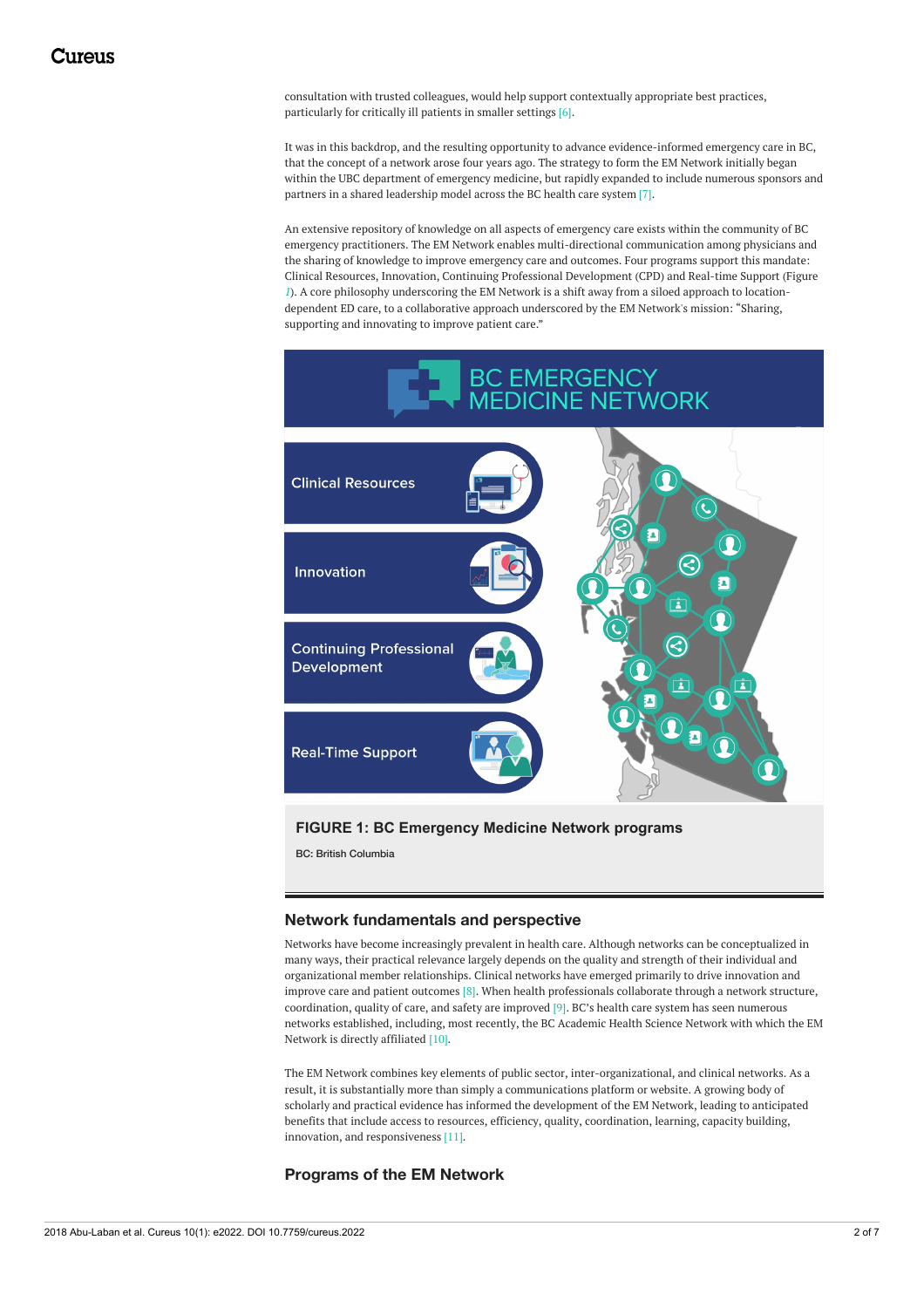consultation with trusted colleagues, would help support contextually appropriate best practices, particularly for critically ill patients in smaller settings [6].

It was in this backdrop, and the resulting opportunity to advance evidence-informed emergency care in BC, that the concept of a network arose four years ago. The strategy to form the EM Network initially began within the UBC department of emergency medicine, but rapidly expanded to include numerous sponsors and partners in a shared leadership model across the BC health care system [7].

An extensive repository of knowledge on all aspects of emergency care exists within the community of BC emergency practitioners. The EM Network enables multi-directional communication among physicians and the sharing of knowledge to improve emergency care and outcomes. Four programs support this mandate: Clinical Resources, Innovation, Continuing Professional Development (CPD) and Real-time Support (Figure 1). A core philosophy underscoring the EM Network is a shift away from a siloed approach to location-dependent ED care, to a collaborative approach underscored by the EM Network's mission: "Sharing, supporting and innovating to improve patient care."

**FIGURE 1: BC Emergency Medicine Network programs**

BC: British Columbia

## Network fundamentals and perspective

Networks have become increasingly prevalent in health care. Although networks can be conceptualized in many ways, their practical relevance largely depends on the quality and strength of their individual and organizational member relationships. Clinical networks have emerged primarily to drive innovation and improve care and patient outcomes [8]. When health professionals collaborate through a network structure, coordination, quality of care, and safety are improved [9]. BC's health care system has seen numerous networks established, including, most recently, the BC Academic Health Science Network with which the EM Network is directly affiliated [10].

The EM Network combines key elements of public sector, inter-organizational, and clinical networks. As a result, it is substantially more than simply a communications platform or website. A growing body of scholarly and practical evidence has informed the development of the EM Network, leading to anticipated benefits that include access to resources, efficiency, quality, coordination, learning, capacity building, innovation, and responsiveness [11].

## Programs of the EM Network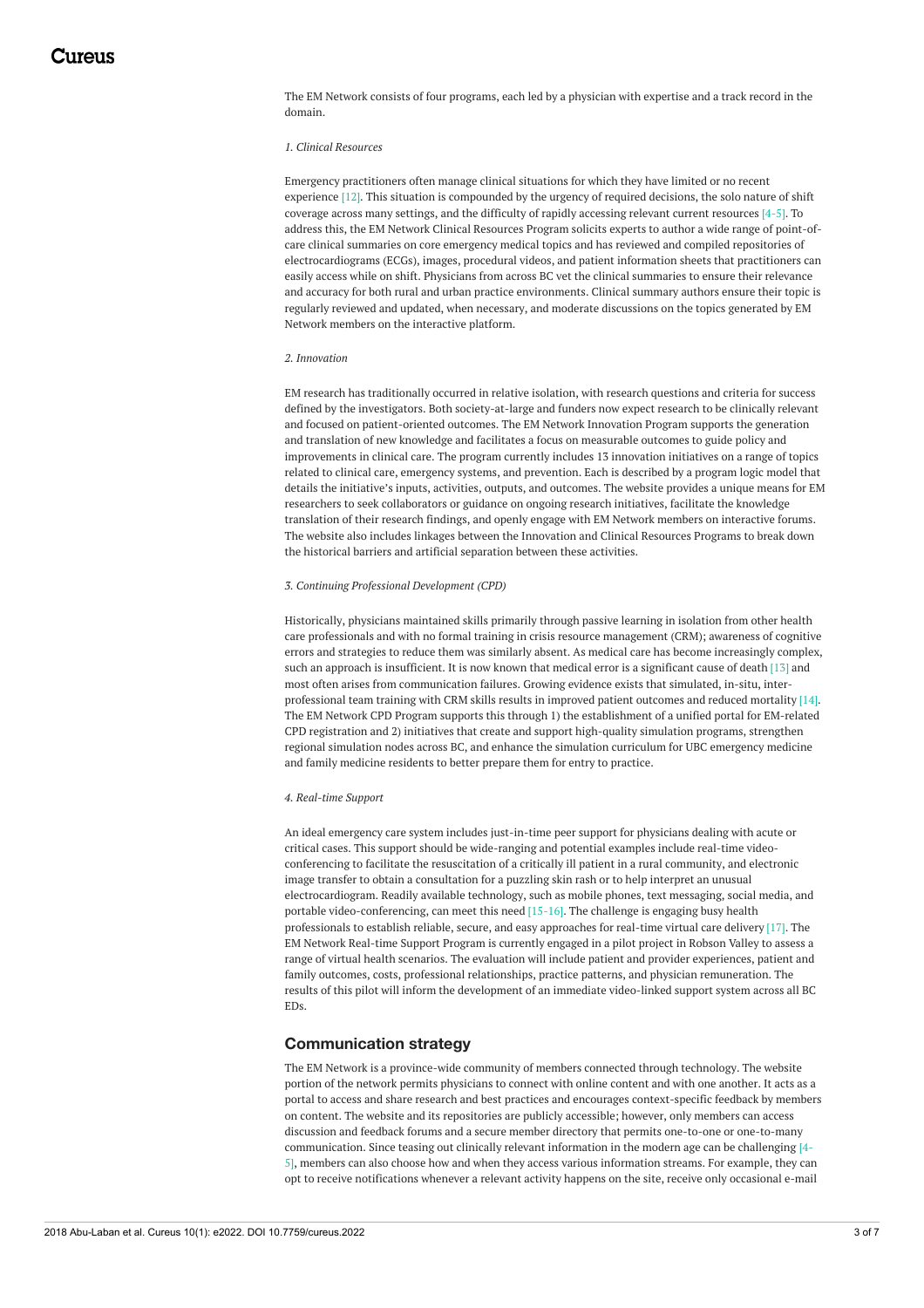The EM Network consists of four programs, each led by a physician with expertise and a track record in the domain.

*1. Clinical Resources*

Emergency practitioners often manage clinical situations for which they have limited or no recent experience [12]. This situation is compounded by the urgency of required decisions, the solo nature of shift coverage across many settings, and the difficulty of rapidly accessing relevant current resources [4-5]. To address this, the EM Network Clinical Resources Program solicits experts to author a wide range of point-of-care clinical summaries on core emergency medical topics and has reviewed and compiled repositories of electrocardiograms (ECGs), images, procedural videos, and patient information sheets that practitioners can easily access while on shift. Physicians from across BC vet the clinical summaries to ensure their relevance and accuracy for both rural and urban practice environments. Clinical summary authors ensure their topic is regularly reviewed and updated, when necessary, and moderate discussions on the topics generated by EM Network members on the interactive platform.

*2. Innovation*

EM research has traditionally occurred in relative isolation, with research questions and criteria for success defined by the investigators. Both society-at-large and funders now expect research to be clinically relevant and focused on patient-oriented outcomes. The EM Network Innovation Program supports the generation and translation of new knowledge and facilitates a focus on measurable outcomes to guide policy and improvements in clinical care. The program currently includes 13 innovation initiatives on a range of topics related to clinical care, emergency systems, and prevention. Each is described by a program logic model that details the initiative's inputs, activities, outputs, and outcomes. The website provides a unique means for EM researchers to seek collaborators or guidance on ongoing research initiatives, facilitate the knowledge translation of their research findings, and openly engage with EM Network members on interactive forums. The website also includes linkages between the Innovation and Clinical Resources Programs to break down the historical barriers and artificial separation between these activities.

*3. Continuing Professional Development (CPD)*

Historically, physicians maintained skills primarily through passive learning in isolation from other health care professionals and with no formal training in crisis resource management (CRM); awareness of cognitive errors and strategies to reduce them was similarly absent. As medical care has become increasingly complex, such an approach is insufficient. It is now known that medical error is a significant cause of death [13] and most often arises from communication failures. Growing evidence exists that simulated, in-situ, inter-professional team training with CRM skills results in improved patient outcomes and reduced mortality [14]. The EM Network CPD Program supports this through 1) the establishment of a unified portal for EM-related CPD registration and 2) initiatives that create and support high-quality simulation programs, strengthen regional simulation nodes across BC, and enhance the simulation curriculum for UBC emergency medicine and family medicine residents to better prepare them for entry to practice.

*4. Real-time Support*

An ideal emergency care system includes just-in-time peer support for physicians dealing with acute or critical cases. This support should be wide-ranging and potential examples include real-time video-conferencing to facilitate the resuscitation of a critically ill patient in a rural community, and electronic image transfer to obtain a consultation for a puzzling skin rash or to help interpret an unusual electrocardiogram. Readily available technology, such as mobile phones, text messaging, social media, and portable video-conferencing, can meet this need [15-16]. The challenge is engaging busy health professionals to establish reliable, secure, and easy approaches for real-time virtual care delivery [17]. The EM Network Real-time Support Program is currently engaged in a pilot project in Robson Valley to assess a range of virtual health scenarios. The evaluation will include patient and provider experiences, patient and family outcomes, costs, professional relationships, practice patterns, and physician remuneration. The results of this pilot will inform the development of an immediate video-linked support system across all BC EDs.

## Communication strategy

The EM Network is a province-wide community of members connected through technology. The website portion of the network permits physicians to connect with online content and with one another. It acts as a portal to access and share research and best practices and encourages context-specific feedback by members on content. The website and its repositories are publicly accessible; however, only members can access discussion and feedback forums and a secure member directory that permits one-to-one or one-to-many communication. Since teasing out clinically relevant information in the modern age can be challenging [4-5], members can also choose how and when they access various information streams. For example, they can opt to receive notifications whenever a relevant activity happens on the site, receive only occasional e-mail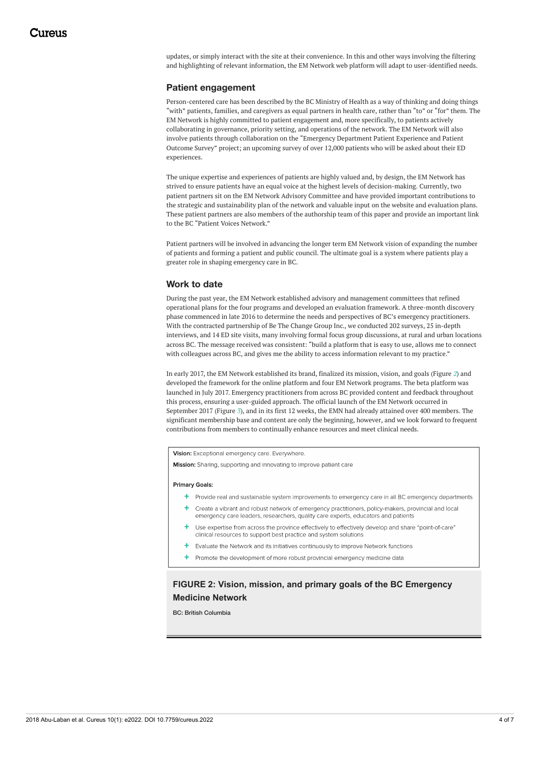updates, or simply interact with the site at their convenience. In this and other ways involving the filtering and highlighting of relevant information, the EM Network web platform will adapt to user-identified needs.

## Patient engagement

Person-centered care has been described by the BC Ministry of Health as a way of thinking and doing things "with" patients, families, and caregivers as equal partners in health care, rather than "to" or "for" them. The EM Network is highly committed to patient engagement and, more specifically, to patients actively collaborating in governance, priority setting, and operations of the network. The EM Network will also involve patients through collaboration on the "Emergency Department Patient Experience and Patient Outcome Survey" project; an upcoming survey of over 12,000 patients who will be asked about their ED experiences.

The unique expertise and experiences of patients are highly valued and, by design, the EM Network has strived to ensure patients have an equal voice at the highest levels of decision-making. Currently, two patient partners sit on the EM Network Advisory Committee and have provided important contributions to the strategic and sustainability plan of the network and valuable input on the website and evaluation plans. These patient partners are also members of the authorship team of this paper and provide an important link to the BC "Patient Voices Network."

Patient partners will be involved in advancing the longer term EM Network vision of expanding the number of patients and forming a patient and public council. The ultimate goal is a system where patients play a greater role in shaping emergency care in BC.

## Work to date

During the past year, the EM Network established advisory and management committees that refined operational plans for the four programs and developed an evaluation framework. A three-month discovery phase commenced in late 2016 to determine the needs and perspectives of BC's emergency practitioners. With the contracted partnership of Be The Change Group Inc., we conducted 202 surveys, 25 in-depth interviews, and 14 ED site visits, many involving formal focus group discussions, at rural and urban locations across BC. The message received was consistent: "build a platform that is easy to use, allows me to connect with colleagues across BC, and gives me the ability to access information relevant to my practice."

In early 2017, the EM Network established its brand, finalized its mission, vision, and goals (Figure 2) and developed the framework for the online platform and four EM Network programs. The beta platform was launched in July 2017. Emergency practitioners from across BC provided content and feedback throughout this process, ensuring a user-guided approach. The official launch of the EM Network occurred in September 2017 (Figure 3), and in its first 12 weeks, the EMN had already attained over 400 members. The significant membership base and content are only the beginning, however, and we look forward to frequent contributions from members to continually enhance resources and meet clinical needs.

**Vision:** Exceptional emergency care. Everywhere.

**Mission:** Sharing, supporting and innovating to improve patient care

**Primary Goals:**

- Provide real and sustainable system improvements to emergency care in all BC emergency departments
- Create a vibrant and robust network of emergency practitioners, policy-makers, provincial and local emergency care leaders, researchers, quality care experts, educators and patients
- Use expertise from across the province effectively to effectively develop and share "point-of-care" clinical resources to support best practice and system solutions
- Evaluate the Network and its initiatives continuously to improve Network functions
- Promote the development of more robust provincial emergency medicine data

**FIGURE 2: Vision, mission, and primary goals of the BC Emergency Medicine Network**

BC: British Columbia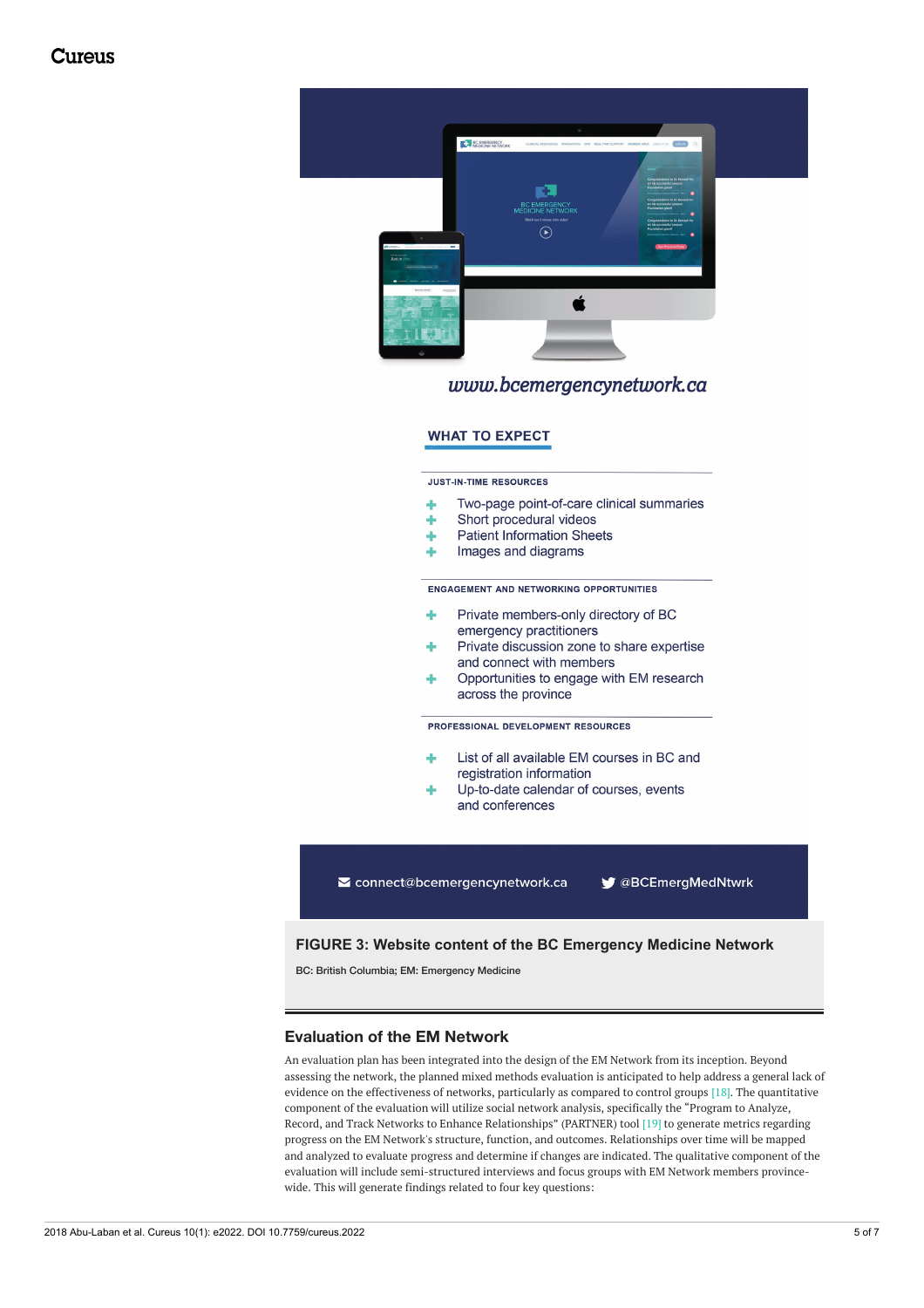www.bcemergencynetwork.ca

WHAT TO EXPECT

JUST-IN-TIME RESOURCES

- Two-page point-of-care clinical summaries
- Short procedural videos
- Patient Information Sheets
- Images and diagrams

ENGAGEMENT AND NETWORKING OPPORTUNITIES

- Private members-only directory of BC emergency practitioners
- Private discussion zone to share expertise and connect with members
- Opportunities to engage with EM research across the province

PROFESSIONAL DEVELOPMENT RESOURCES

- List of all available EM courses in BC and registration information
- Up-to-date calendar of courses, events and conferences

connect@bcemergencynetwork.ca @BCEmergMedNtwrk

**FIGURE 3: Website content of the BC Emergency Medicine Network**

BC: British Columbia; EM: Emergency Medicine

## Evaluation of the EM Network

An evaluation plan has been integrated into the design of the EM Network from its inception. Beyond assessing the network, the planned mixed methods evaluation is anticipated to help address a general lack of evidence on the effectiveness of networks, particularly as compared to control groups [18]. The quantitative component of the evaluation will utilize social network analysis, specifically the "Program to Analyze, Record, and Track Networks to Enhance Relationships" (PARTNER) tool [19] to generate metrics regarding progress on the EM Network's structure, function, and outcomes. Relationships over time will be mapped and analyzed to evaluate progress and determine if changes are indicated. The qualitative component of the evaluation will include semi-structured interviews and focus groups with EM Network members province-wide. This will generate findings related to four key questions: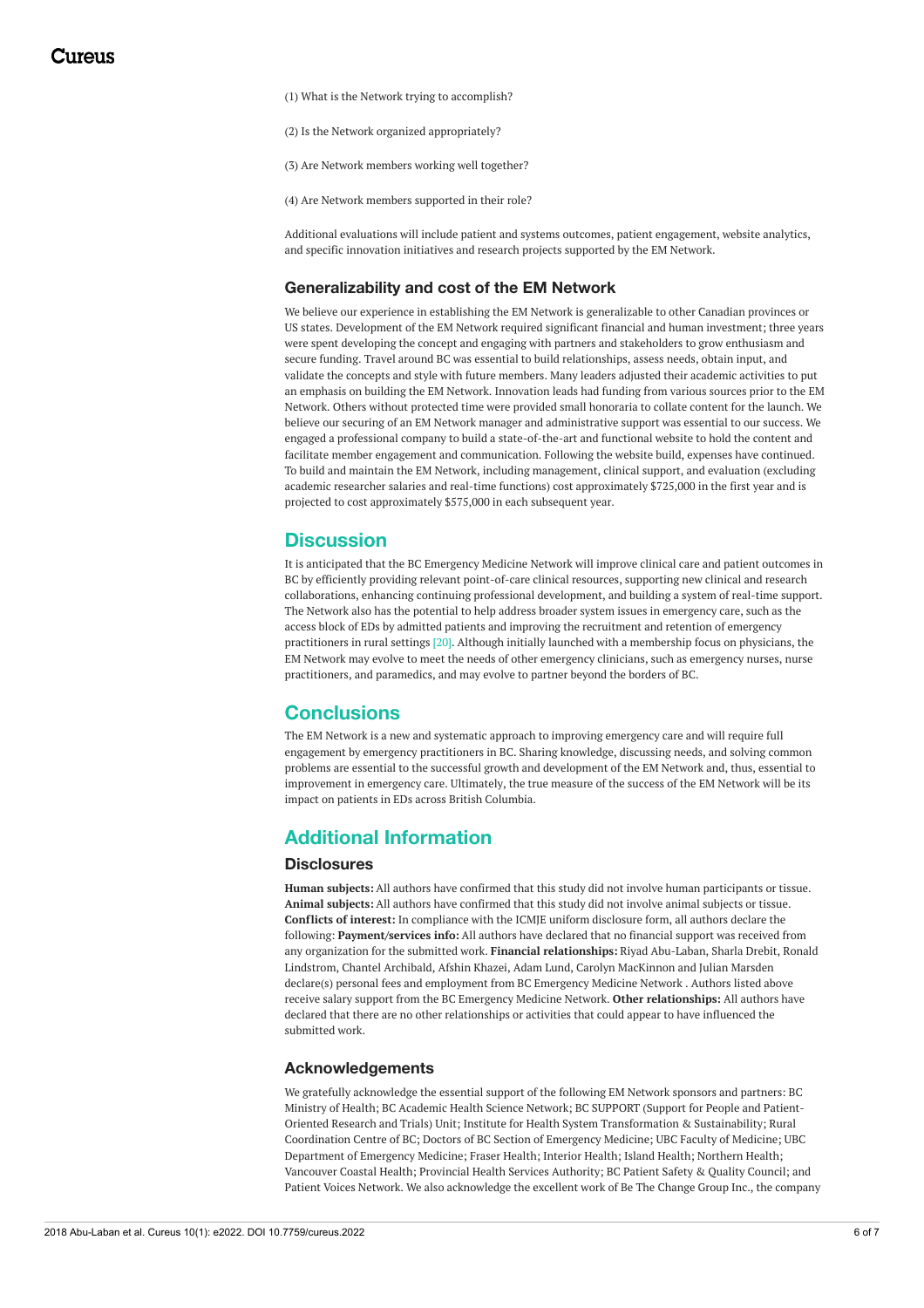(1) What is the Network trying to accomplish?

(2) Is the Network organized appropriately?

(3) Are Network members working well together?

(4) Are Network members supported in their role?

Additional evaluations will include patient and systems outcomes, patient engagement, website analytics, and specific innovation initiatives and research projects supported by the EM Network.

### Generalizability and cost of the EM Network

We believe our experience in establishing the EM Network is generalizable to other Canadian provinces or US states. Development of the EM Network required significant financial and human investment; three years were spent developing the concept and engaging with partners and stakeholders to grow enthusiasm and secure funding. Travel around BC was essential to build relationships, assess needs, obtain input, and validate the concepts and style with future members. Many leaders adjusted their academic activities to put an emphasis on building the EM Network. Innovation leads had funding from various sources prior to the EM Network. Others without protected time were provided small honoraria to collate content for the launch. We believe our securing of an EM Network manager and administrative support was essential to our success. We engaged a professional company to build a state-of-the-art and functional website to hold the content and facilitate member engagement and communication. Following the website build, expenses have continued. To build and maintain the EM Network, including management, clinical support, and evaluation (excluding academic researcher salaries and real-time functions) cost approximately $725,000 in the first year and is projected to cost approximately $575,000 in each subsequent year.

## Discussion

It is anticipated that the BC Emergency Medicine Network will improve clinical care and patient outcomes in BC by efficiently providing relevant point-of-care clinical resources, supporting new clinical and research collaborations, enhancing continuing professional development, and building a system of real-time support. The Network also has the potential to help address broader system issues in emergency care, such as the access block of EDs by admitted patients and improving the recruitment and retention of emergency practitioners in rural settings [20]. Although initially launched with a membership focus on physicians, the EM Network may evolve to meet the needs of other emergency clinicians, such as emergency nurses, nurse practitioners, and paramedics, and may evolve to partner beyond the borders of BC.

## Conclusions

The EM Network is a new and systematic approach to improving emergency care and will require full engagement by emergency practitioners in BC. Sharing knowledge, discussing needs, and solving common problems are essential to the successful growth and development of the EM Network and, thus, essential to improvement in emergency care. Ultimately, the true measure of the success of the EM Network will be its impact on patients in EDs across British Columbia.

## Additional Information

### Disclosures

**Human subjects:** All authors have confirmed that this study did not involve human participants or tissue. **Animal subjects:** All authors have confirmed that this study did not involve animal subjects or tissue. **Conflicts of interest:** In compliance with the ICMJE uniform disclosure form, all authors declare the following: **Payment/services info:** All authors have declared that no financial support was received from any organization for the submitted work. **Financial relationships:** Riyad Abu-Laban, Sharla Drebit, Ronald Lindstrom, Chantel Archibald, Afshin Khazei, Adam Lund, Carolyn MacKinnon and Julian Marsden declare(s) personal fees and employment from BC Emergency Medicine Network . Authors listed above receive salary support from the BC Emergency Medicine Network. **Other relationships:** All authors have declared that there are no other relationships or activities that could appear to have influenced the submitted work.

### Acknowledgements

We gratefully acknowledge the essential support of the following EM Network sponsors and partners: BC Ministry of Health; BC Academic Health Science Network; BC SUPPORT (Support for People and Patient-Oriented Research and Trials) Unit; Institute for Health System Transformation & Sustainability; Rural Coordination Centre of BC; Doctors of BC Section of Emergency Medicine; UBC Faculty of Medicine; UBC Department of Emergency Medicine; Fraser Health; Interior Health; Island Health; Northern Health; Vancouver Coastal Health; Provincial Health Services Authority; BC Patient Safety & Quality Council; and Patient Voices Network. We also acknowledge the excellent work of Be The Change Group Inc., the company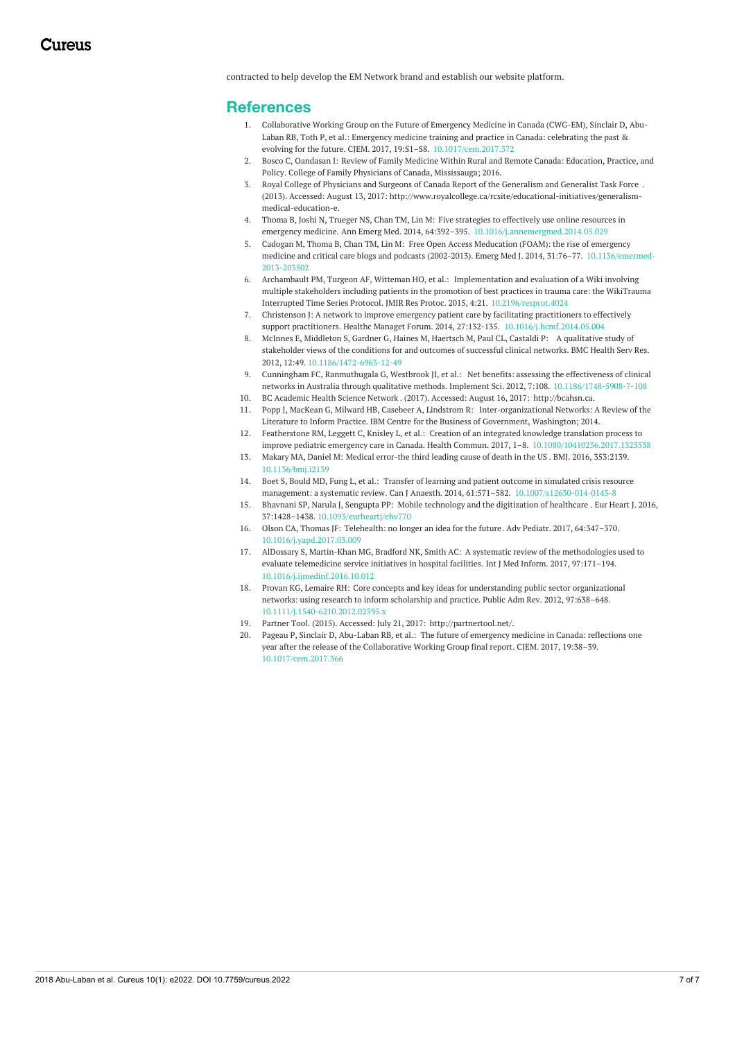contracted to help develop the EM Network brand and establish our website platform.

## References

1. Collaborative Working Group on the Future of Emergency Medicine in Canada (CWG-EM), Sinclair D, Abu-Laban RB, Toth P, et al.: Emergency medicine training and practice in Canada: celebrating the past & evolving for the future. CJEM. 2017, 19:S1–S8. 10.1017/cem.2017.372
2. Bosco C, Oandasan I: Review of Family Medicine Within Rural and Remote Canada: Education, Practice, and Policy. College of Family Physicians of Canada, Mississauga; 2016.
3. Royal College of Physicians and Surgeons of Canada Report of the Generalism and Generalist Task Force . (2013). Accessed: August 13, 2017: http://www.royalcollege.ca/rcsite/educational-initiatives/generalism-medical-education-e.
4. Thoma B, Joshi N, Trueger NS, Chan TM, Lin M: Five strategies to effectively use online resources in emergency medicine. Ann Emerg Med. 2014, 64:392–395. 10.1016/j.annemergmed.2014.05.029
5. Cadogan M, Thoma B, Chan TM, Lin M: Free Open Access Meducation (FOAM): the rise of emergency medicine and critical care blogs and podcasts (2002-2013). Emerg Med J. 2014, 31:76–77. 10.1136/emermed-2013-203502
6. Archambault PM, Turgeon AF, Witteman HO, et al.: Implementation and evaluation of a Wiki involving multiple stakeholders including patients in the promotion of best practices in trauma care: the WikiTrauma Interrupted Time Series Protocol. JMIR Res Protoc. 2015, 4:21. 10.2196/resprot.4024
7. Christenson J: A network to improve emergency patient care by facilitating practitioners to effectively support practitioners. Healthc Managet Forum. 2014, 27:132-135. 10.1016/j.hcmf.2014.05.004
8. McInnes E, Middleton S, Gardner G, Haines M, Haertsch M, Paul CL, Castaldi P: A qualitative study of stakeholder views of the conditions for and outcomes of successful clinical networks. BMC Health Serv Res. 2012, 12:49. 10.1186/1472-6963-12-49
9. Cunningham FC, Ranmuthugala G, Westbrook JI, et al.: Net benefits: assessing the effectiveness of clinical networks in Australia through qualitative methods. Implement Sci. 2012, 7:108. 10.1186/1748-5908-7-108
10. BC Academic Health Science Network . (2017). Accessed: August 16, 2017: http://bcahsn.ca.
11. Popp J, MacKean G, Milward HB, Casebeer A, Lindstrom R: Inter-organizational Networks: A Review of the Literature to Inform Practice. IBM Centre for the Business of Government, Washington; 2014.
12. Featherstone RM, Leggett C, Knisley L, et al.: Creation of an integrated knowledge translation process to improve pediatric emergency care in Canada. Health Commun. 2017, 1–8. 10.1080/10410236.2017.1323538
13. Makary MA, Daniel M: Medical error-the third leading cause of death in the US . BMJ. 2016, 353:2139. 10.1136/bmj.i2139
14. Boet S, Bould MD, Fung L, et al.: Transfer of learning and patient outcome in simulated crisis resource management: a systematic review. Can J Anaesth. 2014, 61:571–582. 10.1007/s12630-014-0143-8
15. Bhavnani SP, Narula J, Sengupta PP: Mobile technology and the digitization of healthcare . Eur Heart J. 2016, 37:1428–1438. 10.1093/eurheartj/ehv770
16. Olson CA, Thomas JF: Telehealth: no longer an idea for the future . Adv Pediatr. 2017, 64:347–370. 10.1016/j.yapd.2017.03.009
17. AlDossary S, Martin-Khan MG, Bradford NK, Smith AC: A systematic review of the methodologies used to evaluate telemedicine service initiatives in hospital facilities. Int J Med Inform. 2017, 97:171–194. 10.1016/j.ijmedinf.2016.10.012
18. Provan KG, Lemaire RH: Core concepts and key ideas for understanding public sector organizational networks: using research to inform scholarship and practice. Public Adm Rev. 2012, 97:638–648. 10.1111/j.1540-6210.2012.02595.x
19. Partner Tool. (2015). Accessed: July 21, 2017: http://partnertool.net/.
20. Pageau P, Sinclair D, Abu-Laban RB, et al.: The future of emergency medicine in Canada: reflections one year after the release of the Collaborative Working Group final report. CJEM. 2017, 19:38–39. 10.1017/cem.2017.366